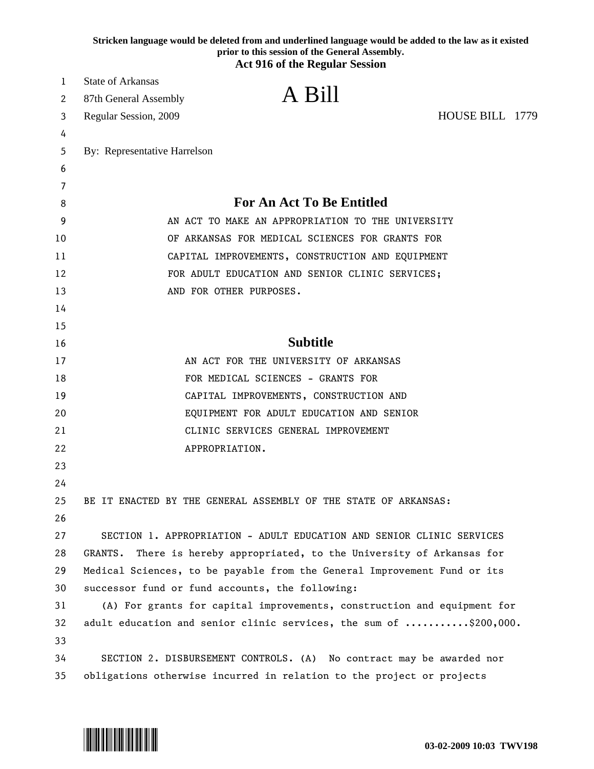**Stricken language would be deleted from and underlined language would be added to the law as it existed prior to this session of the General Assembly.**

**Act 916 of the Regular Session**

State of Arkansas
87th General Assembly
Regular Session, 2009

# A Bill

HOUSE BILL 1779

By: Representative Harrelson

## For An Act To Be Entitled

AN ACT TO MAKE AN APPROPRIATION TO THE UNIVERSITY OF ARKANSAS FOR MEDICAL SCIENCES FOR GRANTS FOR CAPITAL IMPROVEMENTS, CONSTRUCTION AND EQUIPMENT FOR ADULT EDUCATION AND SENIOR CLINIC SERVICES; AND FOR OTHER PURPOSES.

## Subtitle

AN ACT FOR THE UNIVERSITY OF ARKANSAS FOR MEDICAL SCIENCES - GRANTS FOR CAPITAL IMPROVEMENTS, CONSTRUCTION AND EQUIPMENT FOR ADULT EDUCATION AND SENIOR CLINIC SERVICES GENERAL IMPROVEMENT APPROPRIATION.

BE IT ENACTED BY THE GENERAL ASSEMBLY OF THE STATE OF ARKANSAS:

SECTION 1. APPROPRIATION - ADULT EDUCATION AND SENIOR CLINIC SERVICES GRANTS. There is hereby appropriated, to the University of Arkansas for Medical Sciences, to be payable from the General Improvement Fund or its successor fund or fund accounts, the following:

(A) For grants for capital improvements, construction and equipment for adult education and senior clinic services, the sum of ...........$200,000.

SECTION 2. DISBURSEMENT CONTROLS. (A) No contract may be awarded nor obligations otherwise incurred in relation to the project or projects

03-02-2009 10:03 TWV198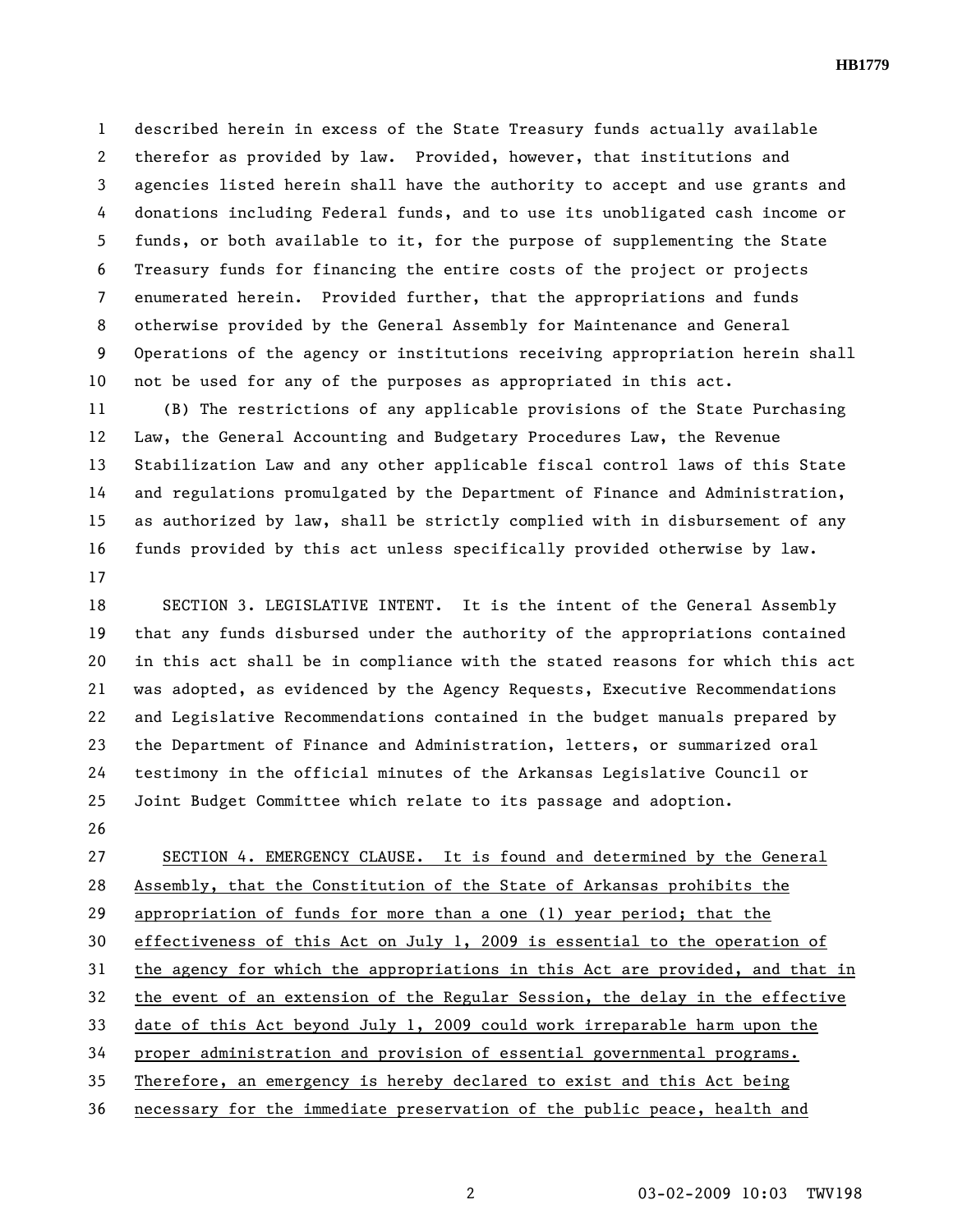described herein in excess of the State Treasury funds actually available therefor as provided by law. Provided, however, that institutions and agencies listed herein shall have the authority to accept and use grants and donations including Federal funds, and to use its unobligated cash income or funds, or both available to it, for the purpose of supplementing the State Treasury funds for financing the entire costs of the project or projects enumerated herein. Provided further, that the appropriations and funds otherwise provided by the General Assembly for Maintenance and General Operations of the agency or institutions receiving appropriation herein shall not be used for any of the purposes as appropriated in this act.

(B) The restrictions of any applicable provisions of the State Purchasing Law, the General Accounting and Budgetary Procedures Law, the Revenue Stabilization Law and any other applicable fiscal control laws of this State and regulations promulgated by the Department of Finance and Administration, as authorized by law, shall be strictly complied with in disbursement of any funds provided by this act unless specifically provided otherwise by law.

SECTION 3. LEGISLATIVE INTENT. It is the intent of the General Assembly that any funds disbursed under the authority of the appropriations contained in this act shall be in compliance with the stated reasons for which this act was adopted, as evidenced by the Agency Requests, Executive Recommendations and Legislative Recommendations contained in the budget manuals prepared by the Department of Finance and Administration, letters, or summarized oral testimony in the official minutes of the Arkansas Legislative Council or Joint Budget Committee which relate to its passage and adoption.

SECTION 4. EMERGENCY CLAUSE. <u>It is found and determined by the General Assembly, that the Constitution of the State of Arkansas prohibits the appropriation of funds for more than a one (1) year period; that the effectiveness of this Act on July 1, 2009 is essential to the operation of the agency for which the appropriations in this Act are provided, and that in the event of an extension of the Regular Session, the delay in the effective date of this Act beyond July 1, 2009 could work irreparable harm upon the proper administration and provision of essential governmental programs. Therefore, an emergency is hereby declared to exist and this Act being necessary for the immediate preservation of the public peace, health and</u>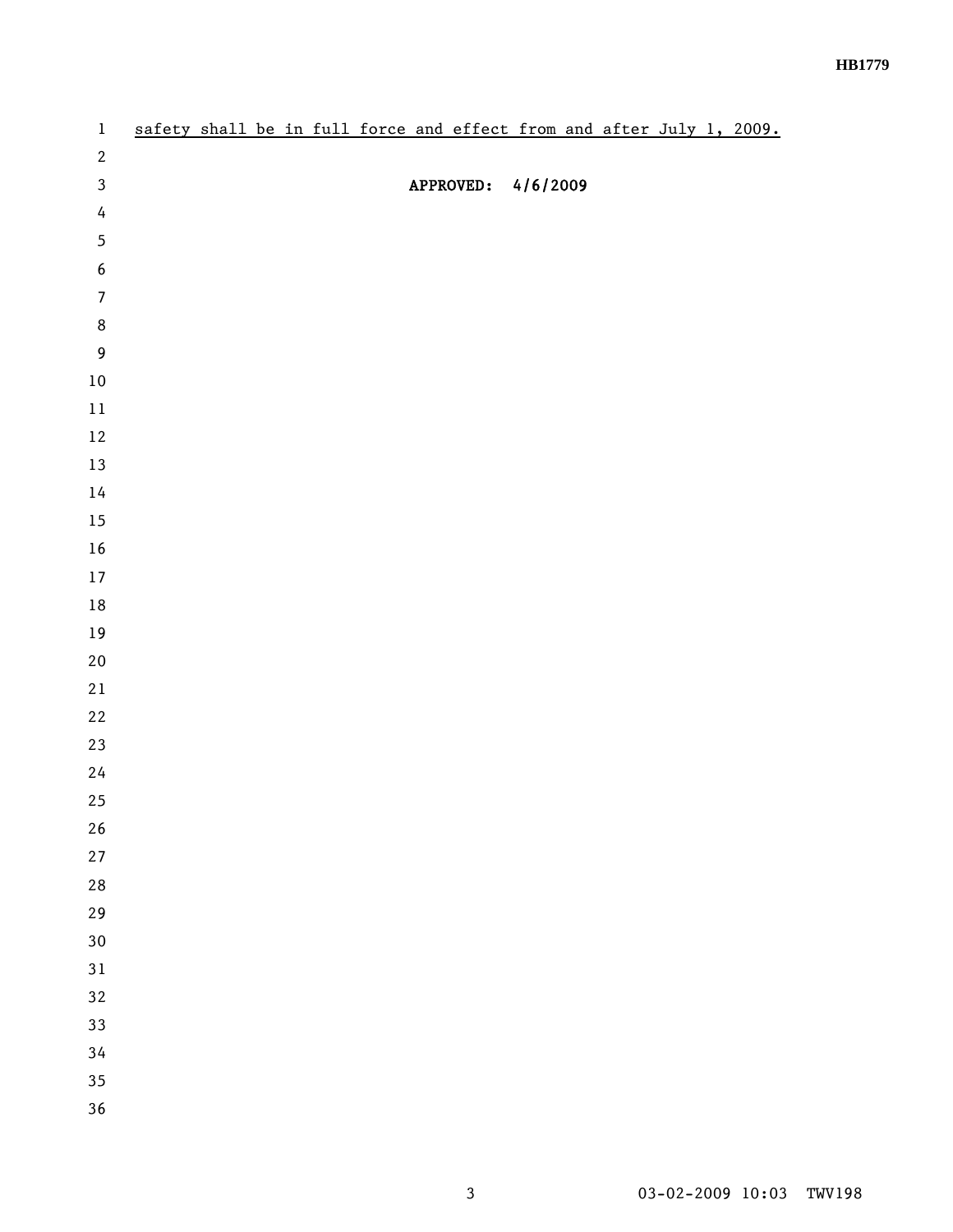<u>safety shall be in full force and effect from and after July 1, 2009.</u>

**APPROVED: 4/6/2009**